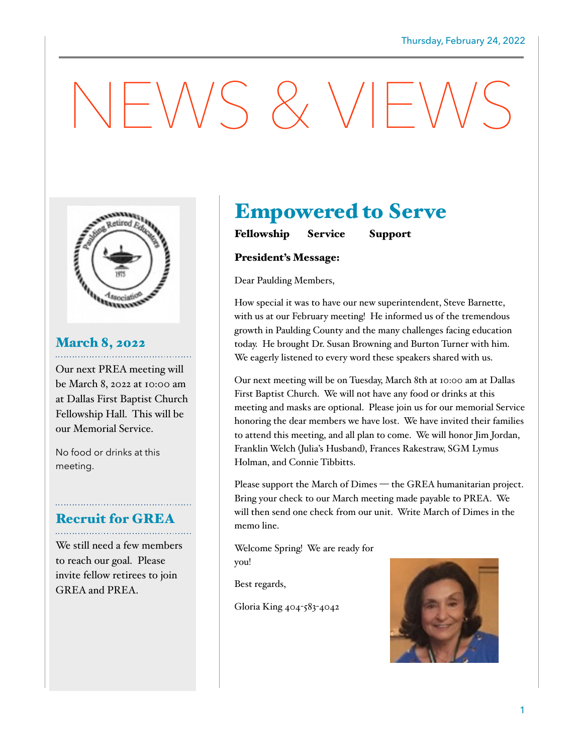Thursday, February 24, 2022

# NEWS & VIEWS

## March 8, 2022

Our next PREA meeting will be March 8, 2022 at 10:00 am at Dallas First Baptist Church Fellowship Hall. This will be our Memorial Service.

No food or drinks at this meeting.

## Recruit for GREA

We still need a few members to reach our goal. Please invite fellow retirees to join GREA and PREA.

# Empowered to Serve

**Fellowship Service Support**

**President's Message:**

Dear Paulding Members,

How special it was to have our new superintendent, Steve Barnette, with us at our February meeting! He informed us of the tremendous growth in Paulding County and the many challenges facing education today. He brought Dr. Susan Browning and Burton Turner with him. We eagerly listened to every word these speakers shared with us.

Our next meeting will be on Tuesday, March 8th at 10:00 am at Dallas First Baptist Church. We will not have any food or drinks at this meeting and masks are optional. Please join us for our memorial Service honoring the dear members we have lost. We have invited their families to attend this meeting, and all plan to come. We will honor Jim Jordan, Franklin Welch (Julia's Husband), Frances Rakestraw, SGM Lymus Holman, and Connie Tibbitts.

Please support the March of Dimes — the GREA humanitarian project. Bring your check to our March meeting made payable to PREA. We will then send one check from our unit. Write March of Dimes in the memo line.

Welcome Spring! We are ready for you!

Best regards,

Gloria King 404-583-4042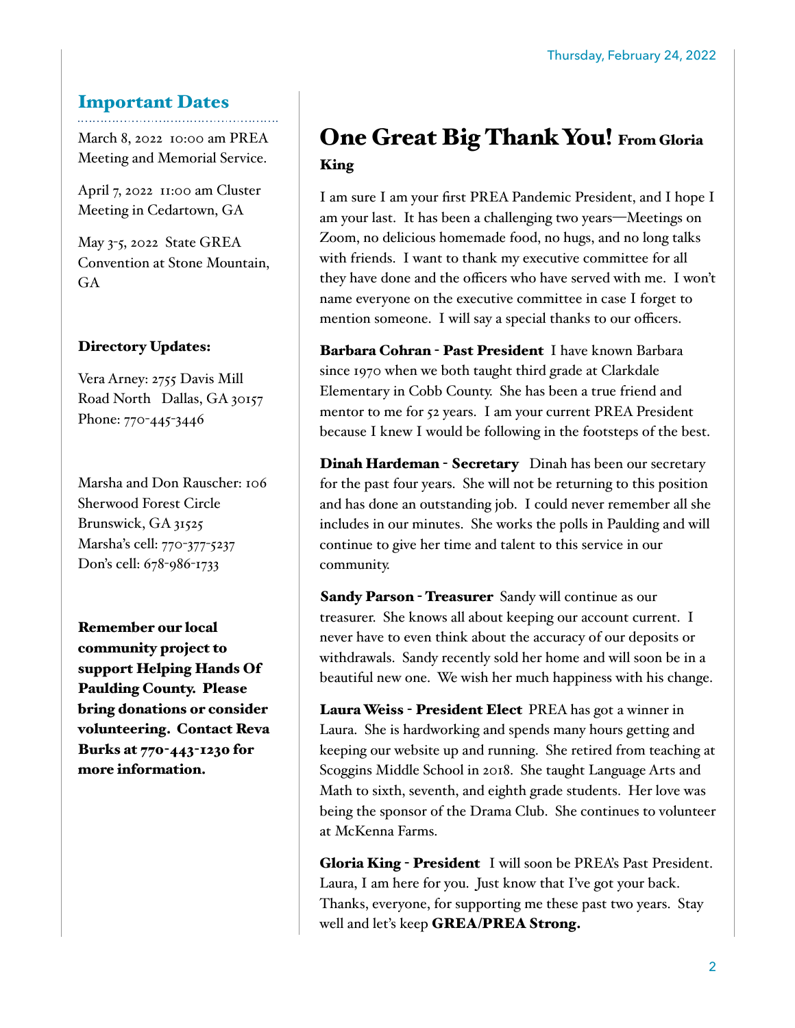Thursday, February 24, 2022

## Important Dates

March 8, 2022  10:00 am PREA Meeting and Memorial Service.

April 7, 2022  11:00 am Cluster Meeting in Cedartown, GA

May 3-5, 2022  State GREA Convention at Stone Mountain, GA

**Directory Updates:**

Vera Arney: 2755 Davis Mill Road North   Dallas, GA 30157
Phone: 770-445-3446

Marsha and Don Rauscher: 106 Sherwood Forest Circle
Brunswick, GA 31525
Marsha's cell: 770-377-5237
Don's cell: 678-986-1733

**Remember our local community project to support Helping Hands Of Paulding County.  Please bring donations or consider volunteering.  Contact Reva Burks at 770-443-1230 for more information.**

# One Great Big Thank You! From Gloria King

I am sure I am your first PREA Pandemic President, and I hope I am your last.  It has been a challenging two years—Meetings on Zoom, no delicious homemade food, no hugs, and no long talks with friends.  I want to thank my executive committee for all they have done and the officers who have served with me.  I won't name everyone on the executive committee in case I forget to mention someone.  I will say a special thanks to our officers.

**Barbara Cohran - Past President**  I have known Barbara since 1970 when we both taught third grade at Clarkdale Elementary in Cobb County.  She has been a true friend and mentor to me for 52 years.  I am your current PREA President because I knew I would be following in the footsteps of the best.

**Dinah Hardeman - Secretary**   Dinah has been our secretary for the past four years.  She will not be returning to this position and has done an outstanding job.  I could never remember all she includes in our minutes.  She works the polls in Paulding and will continue to give her time and talent to this service in our community.

**Sandy Parson - Treasurer**  Sandy will continue as our treasurer.  She knows all about keeping our account current.  I never have to even think about the accuracy of our deposits or withdrawals.  Sandy recently sold her home and will soon be in a beautiful new one.  We wish her much happiness with his change.

**Laura Weiss - President Elect**  PREA has got a winner in Laura.  She is hardworking and spends many hours getting and keeping our website up and running.  She retired from teaching at Scoggins Middle School in 2018.  She taught Language Arts and Math to sixth, seventh, and eighth grade students.  Her love was being the sponsor of the Drama Club.  She continues to volunteer at McKenna Farms.

**Gloria King - President**   I will soon be PREA's Past President.  Laura, I am here for you.  Just know that I've got your back.  Thanks, everyone, for supporting me these past two years.  Stay well and let's keep **GREA/PREA Strong.**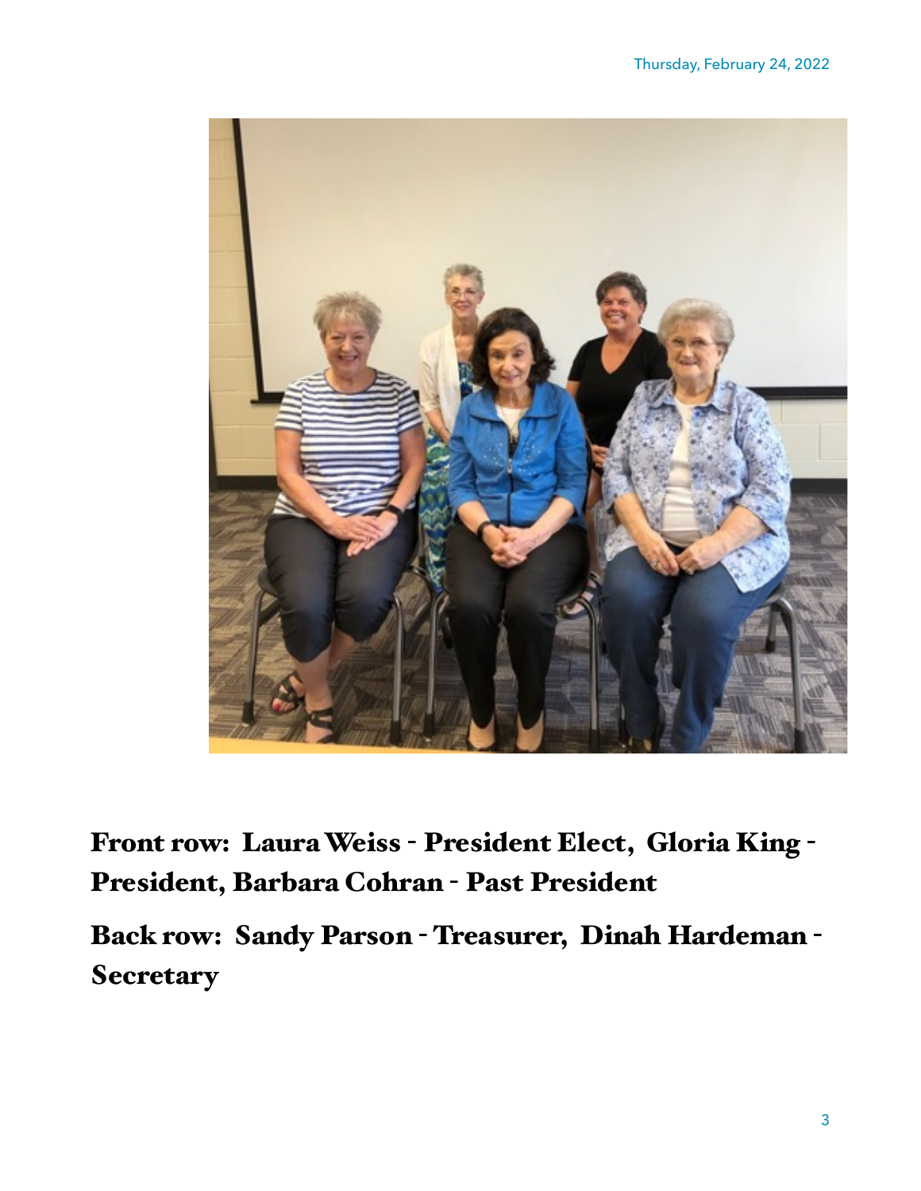**Front row: Laura Weiss - President Elect, Gloria King - President, Barbara Cohran - Past President**

**Back row: Sandy Parson - Treasurer, Dinah Hardeman - Secretary**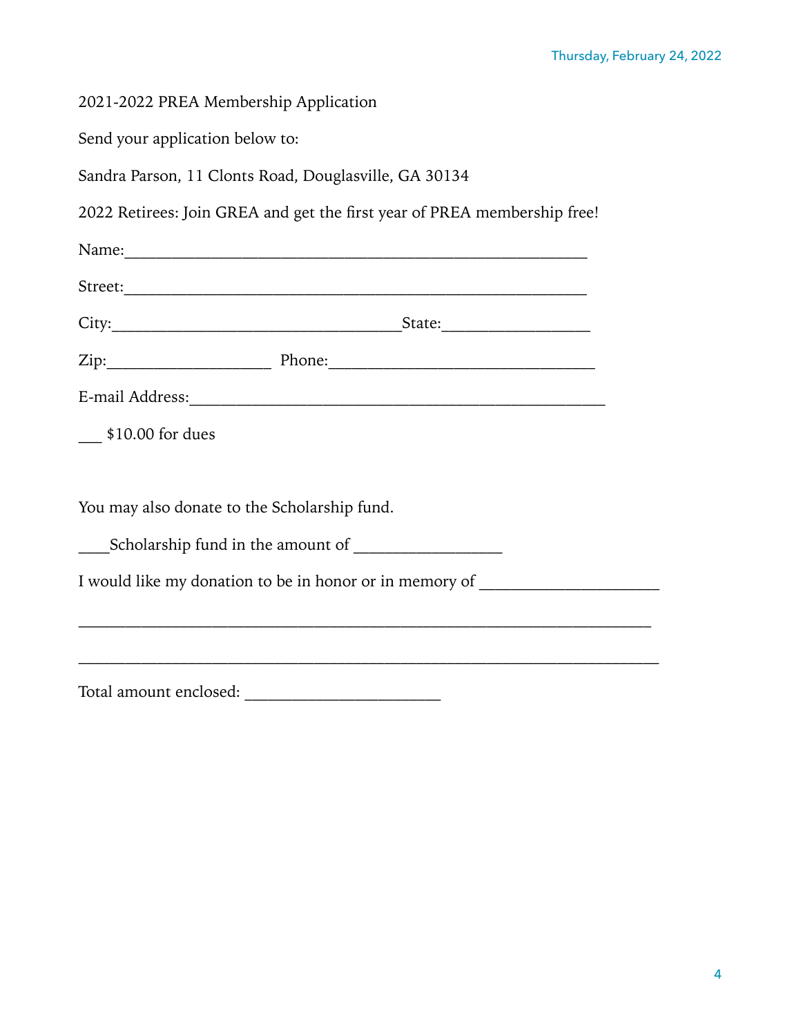2021-2022 PREA Membership Application

Send your application below to:

Sandra Parson, 11 Clonts Road, Douglasville, GA 30134

2022 Retirees: Join GREA and get the first year of PREA membership free!

Name:_______________________________________________________

Street:______________________________________________________

City:__________________________________State:_________________

Zip:___________________ Phone:_______________________________

E-mail Address:_________________________________________________

___ $10.00 for dues

You may also donate to the Scholarship fund.

____Scholarship fund in the amount of _________________

I would like my donation to be in honor or in memory of _____________________

__________________________________________________________________

__________________________________________________________________

Total amount enclosed: _______________________